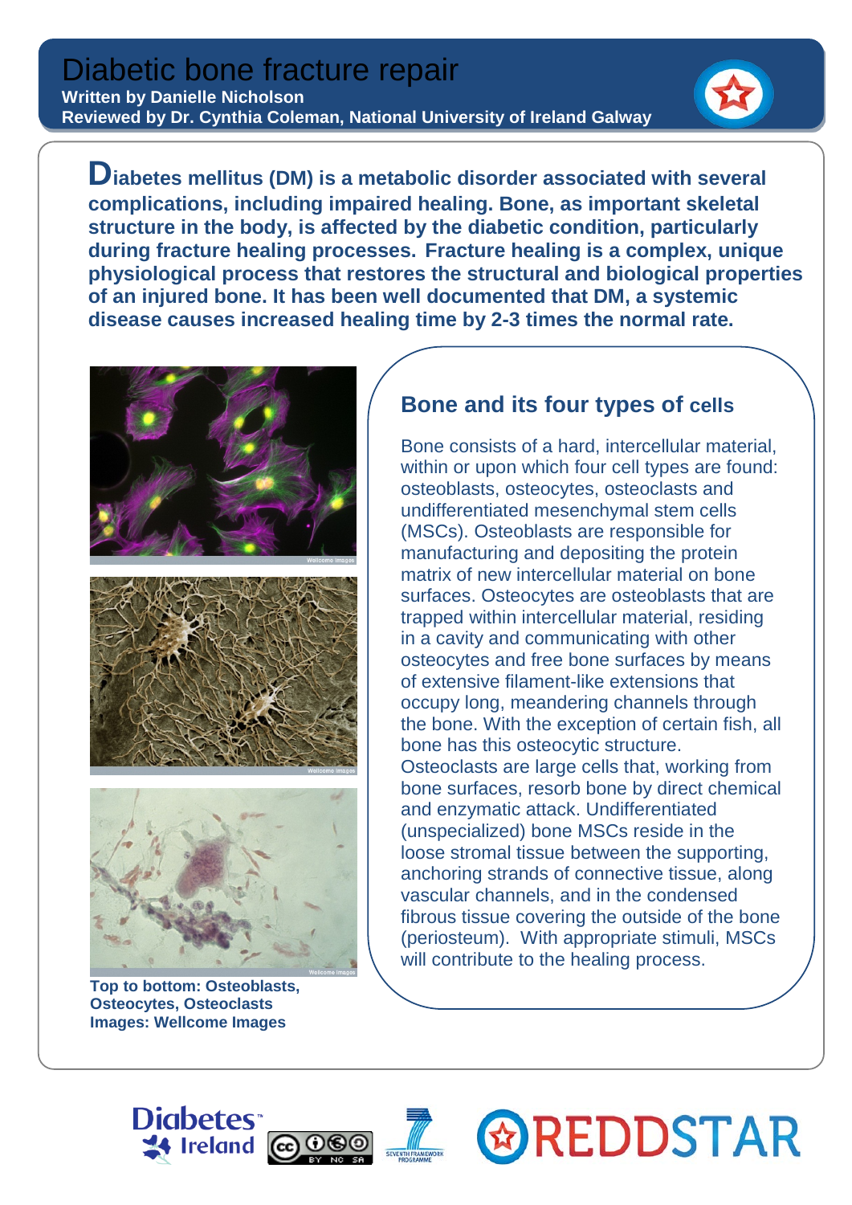# Diabetic bone fracture repair

**Written by Danielle Nicholson**
**Reviewed by Dr. Cynthia Coleman, National University of Ireland Galway**

**Diabetes mellitus (DM) is a metabolic disorder associated with several complications, including impaired healing. Bone, as important skeletal structure in the body, is affected by the diabetic condition, particularly during fracture healing processes. Fracture healing is a complex, unique physiological process that restores the structural and biological properties of an injured bone. It has been well documented that DM, a systemic disease causes increased healing time by 2-3 times the normal rate.**

## Bone and its four types of cells

Bone consists of a hard, intercellular material, within or upon which four cell types are found: osteoblasts, osteocytes, osteoclasts and undifferentiated mesenchymal stem cells (MSCs). Osteoblasts are responsible for manufacturing and depositing the protein matrix of new intercellular material on bone surfaces. Osteocytes are osteoblasts that are trapped within intercellular material, residing in a cavity and communicating with other osteocytes and free bone surfaces by means of extensive filament-like extensions that occupy long, meandering channels through the bone. With the exception of certain fish, all bone has this osteocytic structure. Osteoclasts are large cells that, working from bone surfaces, resorb bone by direct chemical and enzymatic attack. Undifferentiated (unspecialized) bone MSCs reside in the loose stromal tissue between the supporting, anchoring strands of connective tissue, along vascular channels, and in the condensed fibrous tissue covering the outside of the bone (periosteum). With appropriate stimuli, MSCs will contribute to the healing process.

**Top to bottom: Osteoblasts, Osteocytes, Osteoclasts**
**Images: Wellcome Images**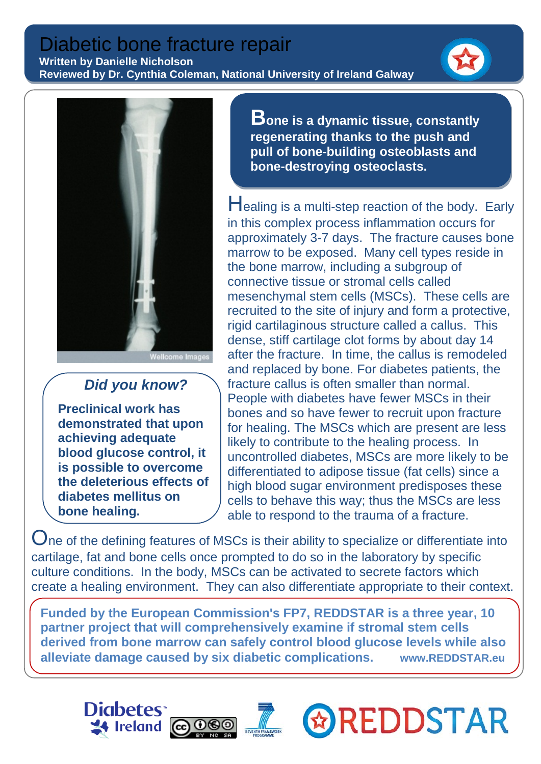# Diabetic bone fracture repair

**Written by Danielle Nicholson**
**Reviewed by Dr. Cynthia Coleman, National University of Ireland Galway**

Wellcome Images

**Bone is a dynamic tissue, constantly regenerating thanks to the push and pull of bone-building osteoblasts and bone-destroying osteoclasts.**

Healing is a multi-step reaction of the body. Early in this complex process inflammation occurs for approximately 3-7 days. The fracture causes bone marrow to be exposed. Many cell types reside in the bone marrow, including a subgroup of connective tissue or stromal cells called mesenchymal stem cells (MSCs). These cells are recruited to the site of injury and form a protective, rigid cartilaginous structure called a callus. This dense, stiff cartilage clot forms by about day 14 after the fracture. In time, the callus is remodeled and replaced by bone. For diabetes patients, the fracture callus is often smaller than normal. People with diabetes have fewer MSCs in their bones and so have fewer to recruit upon fracture for healing. The MSCs which are present are less likely to contribute to the healing process. In uncontrolled diabetes, MSCs are more likely to be differentiated to adipose tissue (fat cells) since a high blood sugar environment predisposes these cells to behave this way; thus the MSCs are less able to respond to the trauma of a fracture.

### *Did you know?*

**Preclinical work has demonstrated that upon achieving adequate blood glucose control, it is possible to overcome the deleterious effects of diabetes mellitus on bone healing.**

One of the defining features of MSCs is their ability to specialize or differentiate into cartilage, fat and bone cells once prompted to do so in the laboratory by specific culture conditions. In the body, MSCs can be activated to secrete factors which create a healing environment. They can also differentiate appropriate to their context.

**Funded by the European Commission's FP7, REDDSTAR is a three year, 10 partner project that will comprehensively examine if stromal stem cells derived from bone marrow can safely control blood glucose levels while also alleviate damage caused by six diabetic complications.** **www.REDDSTAR.eu**

Diabetes Ireland · SEVENTH FRAMEWORK PROGRAMME · REDDSTAR